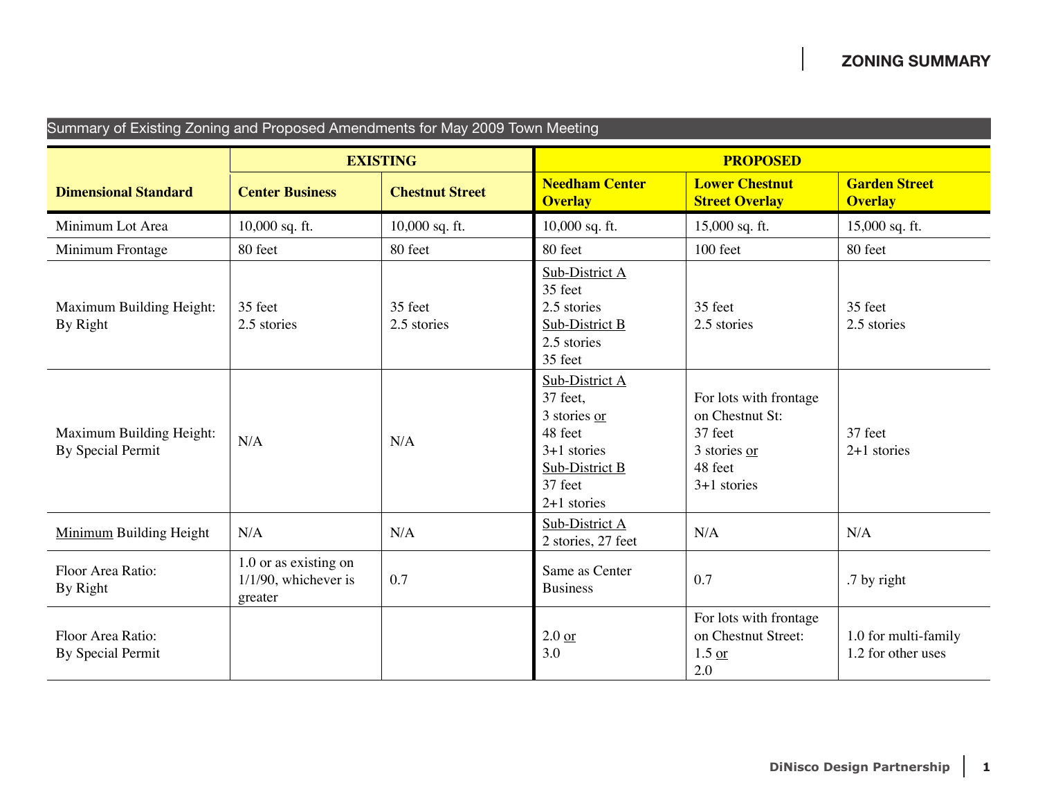## ZONING SUMMARY

Summary of Existing Zoning and Proposed Amendments for May 2009 Town Meeting

| Dimensional Standard | EXISTING | | PROPOSED | | |
|---|---|---|---|---|---|
| | **Center Business** | **Chestnut Street** | **Needham Center Overlay** | **Lower Chestnut Street Overlay** | **Garden Street Overlay** |
| Minimum Lot Area | 10,000 sq. ft. | 10,000 sq. ft. | 10,000 sq. ft. | 15,000 sq. ft. | 15,000 sq. ft. |
| Minimum Frontage | 80 feet | 80 feet | 80 feet | 100 feet | 80 feet |
| Maximum Building Height: By Right | 35 feet 2.5 stories | 35 feet 2.5 stories | Sub-District A 35 feet 2.5 stories Sub-District B 2.5 stories 35 feet | 35 feet 2.5 stories | 35 feet 2.5 stories |
| Maximum Building Height: By Special Permit | N/A | N/A | Sub-District A 37 feet, 3 stories or 48 feet 3+1 stories Sub-District B 37 feet 2+1 stories | For lots with frontage on Chestnut St: 37 feet 3 stories or 48 feet 3+1 stories | 37 feet 2+1 stories |
| Minimum Building Height | N/A | N/A | Sub-District A 2 stories, 27 feet | N/A | N/A |
| Floor Area Ratio: By Right | 1.0 or as existing on 1/1/90, whichever is greater | 0.7 | Same as Center Business | 0.7 | .7 by right |
| Floor Area Ratio: By Special Permit | | | 2.0 or 3.0 | For lots with frontage on Chestnut Street: 1.5 or 2.0 | 1.0 for multi-family 1.2 for other uses |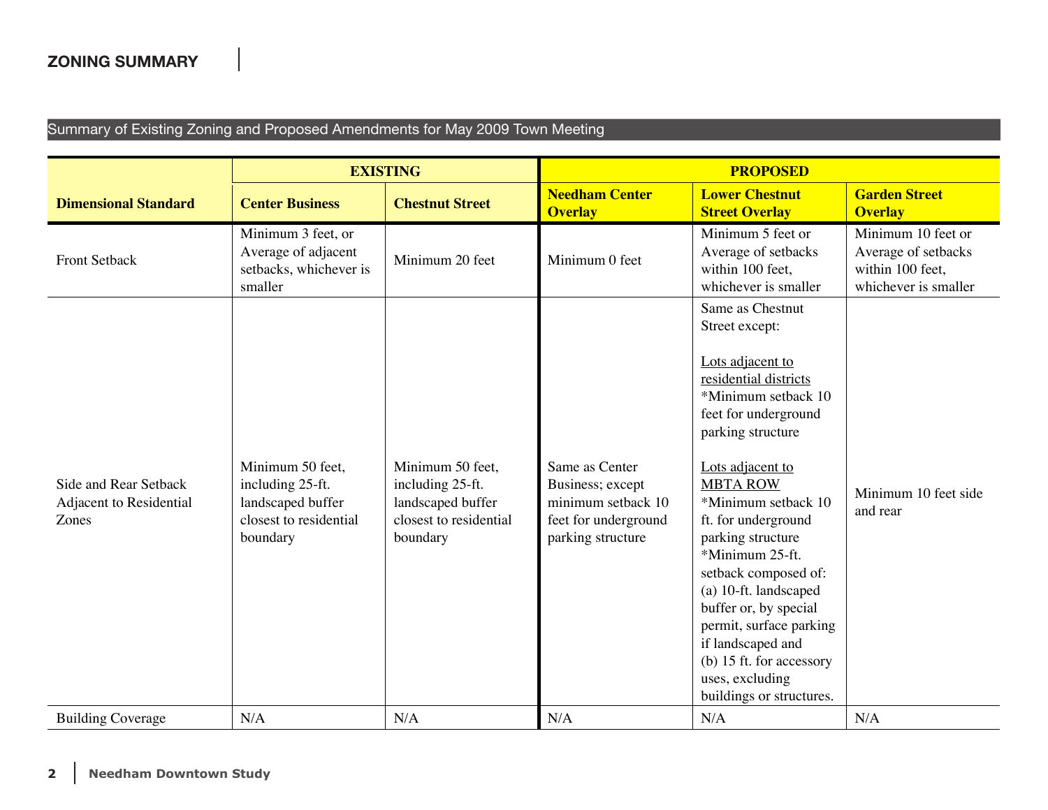## ZONING SUMMARY

Summary of Existing Zoning and Proposed Amendments for May 2009 Town Meeting

| | EXISTING | | PROPOSED | | |
|---|---|---|---|---|---|
| **Dimensional Standard** | **Center Business** | **Chestnut Street** | **Needham Center Overlay** | **Lower Chestnut Street Overlay** | **Garden Street Overlay** |
| Front Setback | Minimum 3 feet, or Average of adjacent setbacks, whichever is smaller | Minimum 20 feet | Minimum 0 feet | Minimum 5 feet or Average of setbacks within 100 feet, whichever is smaller | Minimum 10 feet or Average of setbacks within 100 feet, whichever is smaller |
| Side and Rear Setback Adjacent to Residential Zones | Minimum 50 feet, including 25-ft. landscaped buffer closest to residential boundary | Minimum 50 feet, including 25-ft. landscaped buffer closest to residential boundary | Same as Center Business; except minimum setback 10 feet for underground parking structure | Same as Chestnut Street except: <br><br> Lots adjacent to residential districts <br> *Minimum setback 10 feet for underground parking structure <br><br> Lots adjacent to MBTA ROW <br> *Minimum setback 10 ft. for underground parking structure <br> *Minimum 25-ft. setback composed of: (a) 10-ft. landscaped buffer or, by special permit, surface parking if landscaped and (b) 15 ft. for accessory uses, excluding buildings or structures. | Minimum 10 feet side and rear |
| Building Coverage | N/A | N/A | N/A | N/A | N/A |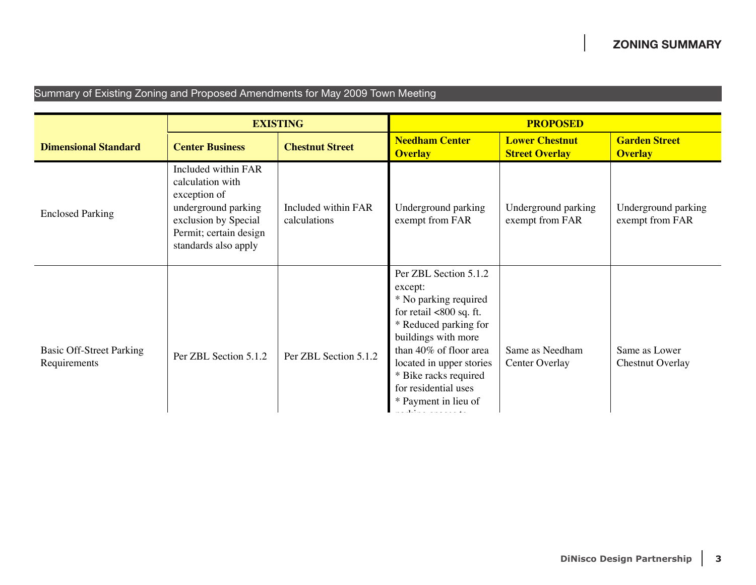Summary of Existing Zoning and Proposed Amendments for May 2009 Town Meeting

| | EXISTING | | PROPOSED | | |
|---|---|---|---|---|---|
| **Dimensional Standard** | **Center Business** | **Chestnut Street** | **Needham Center Overlay** | **Lower Chestnut Street Overlay** | **Garden Street Overlay** |
| Enclosed Parking | Included within FAR calculation with exception of underground parking exclusion by Special Permit; certain design standards also apply | Included within FAR calculations | Underground parking exempt from FAR | Underground parking exempt from FAR | Underground parking exempt from FAR |
| Basic Off-Street Parking Requirements | Per ZBL Section 5.1.2 | Per ZBL Section 5.1.2 | Per ZBL Section 5.1.2 except:<br>* No parking required for retail <800 sq. ft.<br>* Reduced parking for buildings with more than 40% of floor area located in upper stories<br>* Bike racks required for residential uses<br>* Payment in lieu of parking spaces to | Same as Needham Center Overlay | Same as Lower Chestnut Overlay |